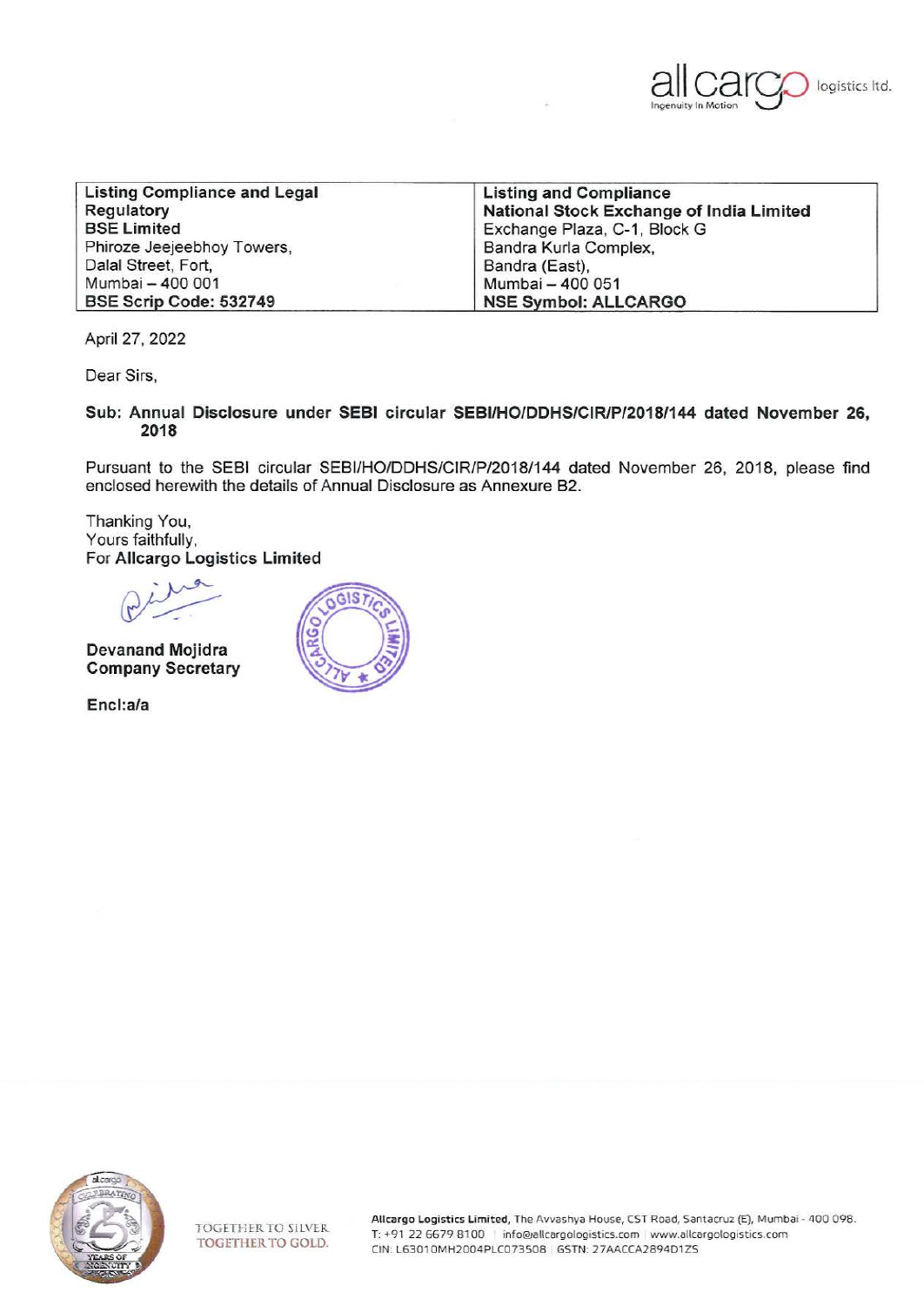| Listing Compliance and Legal Regulatory<br>**BSE Limited**<br>Phiroze Jeejeebhoy Towers,<br>Dalal Street, Fort,<br>Mumbai – 400 001<br>**BSE Scrip Code: 532749** | Listing and Compliance<br>**National Stock Exchange of India Limited**<br>Exchange Plaza, C-1, Block G<br>Bandra Kurla Complex,<br>Bandra (East),<br>Mumbai – 400 051<br>**NSE Symbol: ALLCARGO** |
|---|---|

April 27, 2022

Dear Sirs,

**Sub: Annual Disclosure under SEBI circular SEBI/HO/DDHS/CIR/P/2018/144 dated November 26, 2018**

Pursuant to the SEBI circular SEBI/HO/DDHS/CIR/P/2018/144 dated November 26, 2018, please find enclosed herewith the details of Annual Disclosure as Annexure B2.

Thanking You,
Yours faithfully,
For **Allcargo Logistics Limited**

**Devanand Mojidra**
**Company Secretary**

**Encl:a/a**

**Allcargo Logistics Limited**, The Avvashya House, CST Road, Santacruz (E), Mumbai - 400 098.
T: +91 22 6679 8100 | info@allcargologistics.com | www.allcargologistics.com
CIN: L63010MH2004PLC073508 | GSTN: 27AACCA2894D1ZS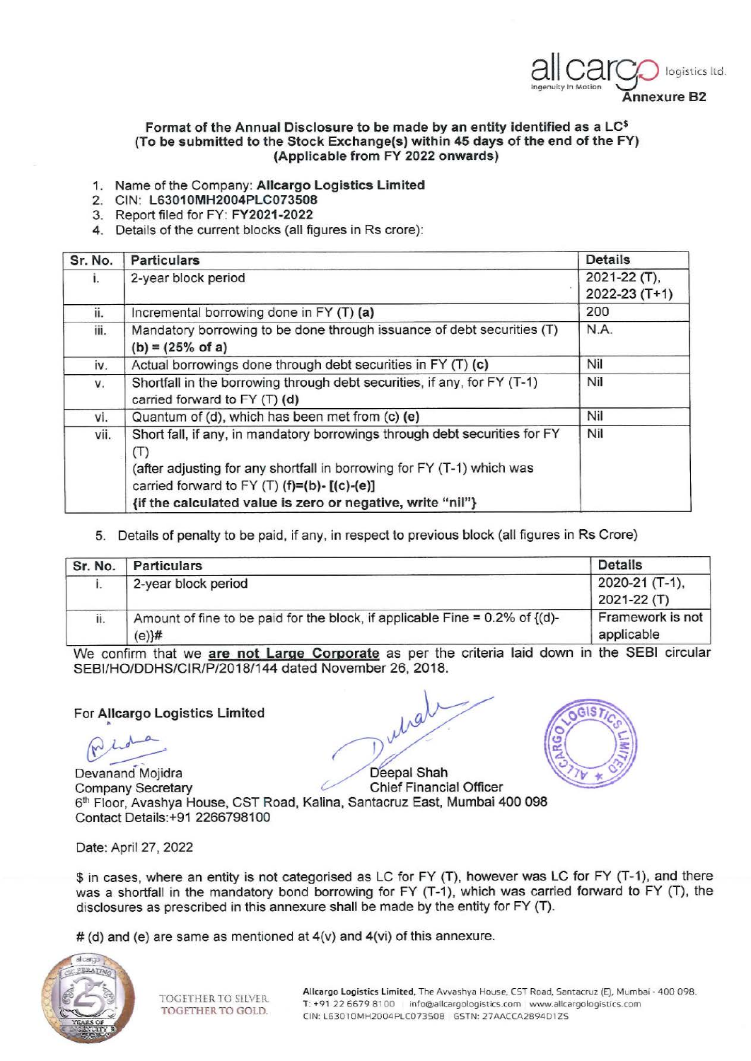Annexure B2

**Format of the Annual Disclosure to be made by an entity identified as a LC$**
**(To be submitted to the Stock Exchange(s) within 45 days of the end of the FY)**
**(Applicable from FY 2022 onwards)**

1. Name of the Company: **Allcargo Logistics Limited**
2. CIN: **L63010MH2004PLC073508**
3. Report filed for FY: **FY2021-2022**
4. Details of the current blocks (all figures in Rs crore):

| Sr. No. | Particulars | Details |
|---|---|---|
| i. | 2-year block period | 2021-22 (T), 2022-23 (T+1) |
| ii. | Incremental borrowing done in FY (T) **(a)** | 200 |
| iii. | Mandatory borrowing to be done through issuance of debt securities (T) **(b) = (25% of a)** | N.A. |
| iv. | Actual borrowings done through debt securities in FY (T) **(c)** | Nil |
| v. | Shortfall in the borrowing through debt securities, if any, for FY (T-1) carried forward to FY (T) **(d)** | Nil |
| vi. | Quantum of (d), which has been met from (c) **(e)** | Nil |
| vii. | Short fall, if any, in mandatory borrowings through debt securities for FY (T) (after adjusting for any shortfall in borrowing for FY (T-1) which was carried forward to FY (T) **(f)=(b)-[(c)-(e)]** **{if the calculated value is zero or negative, write "nil"}** | Nil |

5. Details of penalty to be paid, if any, in respect to previous block (all figures in Rs Crore)

| Sr. No. | Particulars | Details |
|---|---|---|
| i. | 2-year block period | 2020-21 (T-1), 2021-22 (T) |
| ii. | Amount of fine to be paid for the block, if applicable Fine = 0.2% of {(d)-(e)}# | Framework is not applicable |

We confirm that we **are not Large Corporate** as per the criteria laid down in the SEBI circular SEBI/HO/DDHS/CIR/P/2018/144 dated November 26, 2018.

For **Allcargo Logistics Limited**

Devanand Mojidra
Company Secretary

Deepal Shah
Chief Financial Officer

6th Floor, Avashya House, CST Road, Kalina, Santacruz East, Mumbai 400 098
Contact Details:+91 2266798100

Date: April 27, 2022

$ in cases, where an entity is not categorised as LC for FY (T), however was LC for FY (T-1), and there was a shortfall in the mandatory bond borrowing for FY (T-1), which was carried forward to FY (T), the disclosures as prescribed in this annexure shall be made by the entity for FY (T).

# (d) and (e) are same as mentioned at 4(v) and 4(vi) of this annexure.

TOGETHER TO SILVER. TOGETHER TO GOLD.

**Allcargo Logistics Limited**, The Avvashya House, CST Road, Santacruz (E), Mumbai - 400 098.
T: +91 22 6679 8100 | info@allcargologistics.com | www.allcargologistics.com
CIN: L63010MH2004PLC073508 | GSTN: 27AACCA2894D1ZS